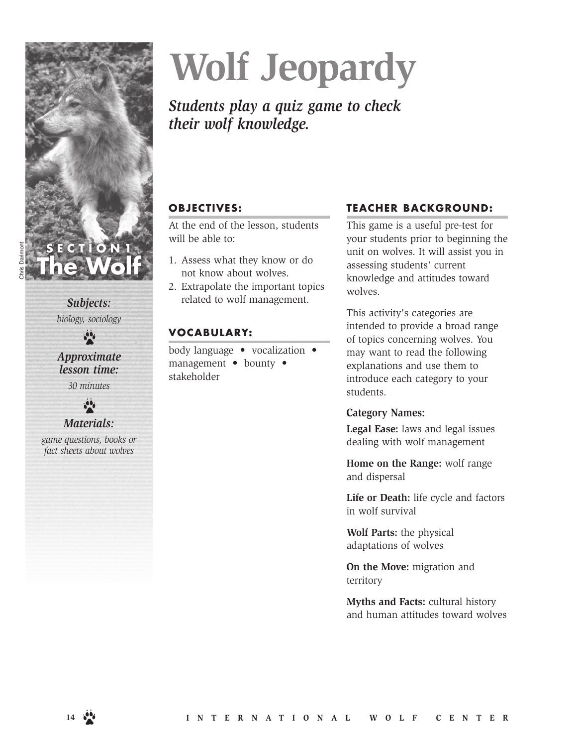# Wolf Jeopardy

***Students play a quiz game to check their wolf knowledge.***

Chris Darimont

**SECTION 1**
**The Wolf**

***Subjects:***
*biology, sociology*

***Approximate lesson time:***
*30 minutes*

***Materials:***
*game questions, books or fact sheets about wolves*

## OBJECTIVES:

At the end of the lesson, students will be able to:

1. Assess what they know or do not know about wolves.
2. Extrapolate the important topics related to wolf management.

## VOCABULARY:

body language • vocalization • management • bounty • stakeholder

## TEACHER BACKGROUND:

This game is a useful pre-test for your students prior to beginning the unit on wolves. It will assist you in assessing students' current knowledge and attitudes toward wolves.

This activity's categories are intended to provide a broad range of topics concerning wolves. You may want to read the following explanations and use them to introduce each category to your students.

**Category Names:**

**Legal Ease:** laws and legal issues dealing with wolf management

**Home on the Range:** wolf range and dispersal

**Life or Death:** life cycle and factors in wolf survival

**Wolf Parts:** the physical adaptations of wolves

**On the Move:** migration and territory

**Myths and Facts:** cultural history and human attitudes toward wolves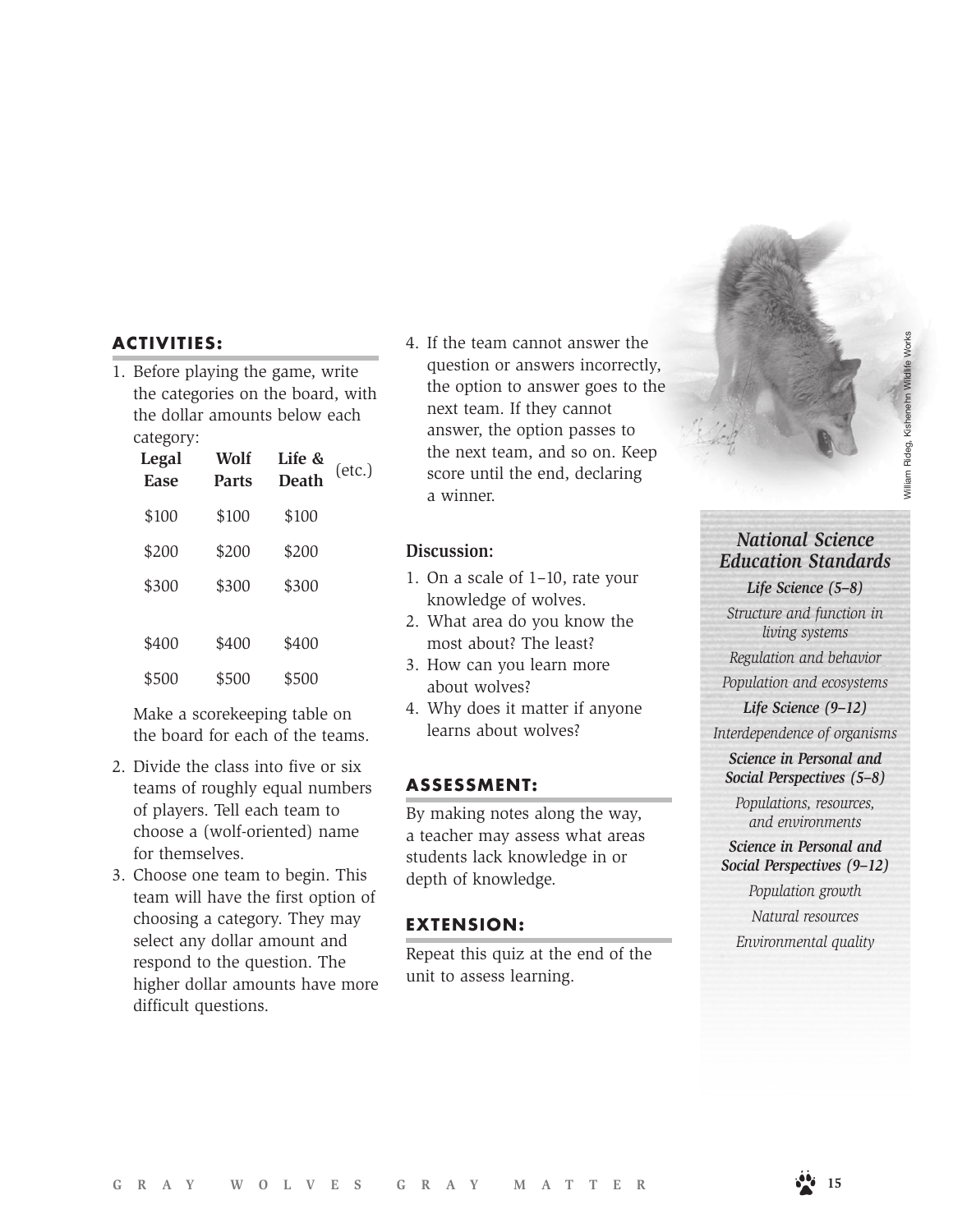## ACTIVITIES:

1. Before playing the game, write the categories on the board, with the dollar amounts below each category:

| Legal Ease | Wolf Parts | Life & Death | (etc.) |
|---|---|---|---|
| $100 | $100 | $100 | |
| $200 | $200 | $200 | |
| $300 | $300 | $300 | |
| $400 | $400 | $400 | |
| $500 | $500 | $500 | |

   Make a scorekeeping table on the board for each of the teams.

2. Divide the class into five or six teams of roughly equal numbers of players. Tell each team to choose a (wolf-oriented) name for themselves.
3. Choose one team to begin. This team will have the first option of choosing a category. They may select any dollar amount and respond to the question. The higher dollar amounts have more difficult questions.
4. If the team cannot answer the question or answers incorrectly, the option to answer goes to the next team. If they cannot answer, the option passes to the next team, and so on. Keep score until the end, declaring a winner.

**Discussion:**

1. On a scale of 1–10, rate your knowledge of wolves.
2. What area do you know the most about? The least?
3. How can you learn more about wolves?
4. Why does it matter if anyone learns about wolves?

## ASSESSMENT:

By making notes along the way, a teacher may assess what areas students lack knowledge in or depth of knowledge.

## EXTENSION:

Repeat this quiz at the end of the unit to assess learning.

William Rideg, Kishenehn Wildlife Works

### *National Science Education Standards*

***Life Science (5–8)***

*Structure and function in living systems*

*Regulation and behavior*

*Population and ecosystems*

***Life Science (9–12)***

*Interdependence of organisms*

***Science in Personal and Social Perspectives (5–8)***

*Populations, resources, and environments*

***Science in Personal and Social Perspectives (9–12)***

*Population growth*

*Natural resources*

*Environmental quality*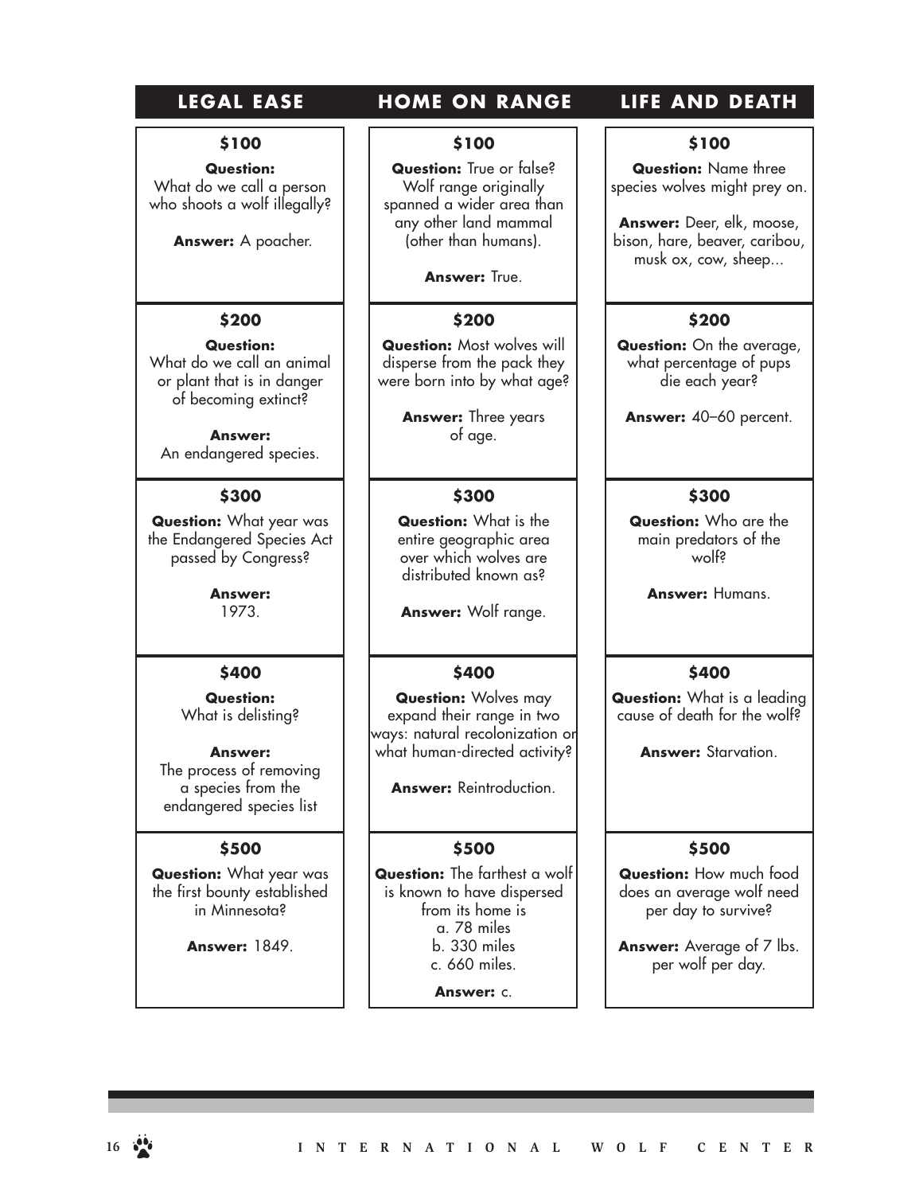## LEGAL EASE

### $100

**Question:** What do we call a person who shoots a wolf illegally?

**Answer:** A poacher.

### $200

**Question:** What do we call an animal or plant that is in danger of becoming extinct?

**Answer:** An endangered species.

### $300

**Question:** What year was the Endangered Species Act passed by Congress?

**Answer:** 1973.

### $400

**Question:** What is delisting?

**Answer:** The process of removing a species from the endangered species list

### $500

**Question:** What year was the first bounty established in Minnesota?

**Answer:** 1849.

## HOME ON RANGE

### $100

**Question:** True or false? Wolf range originally spanned a wider area than any other land mammal (other than humans).

**Answer:** True.

### $200

**Question:** Most wolves will disperse from the pack they were born into by what age?

**Answer:** Three years of age.

### $300

**Question:** What is the entire geographic area over which wolves are distributed known as?

**Answer:** Wolf range.

### $400

**Question:** Wolves may expand their range in two ways: natural recolonization or what human-directed activity?

**Answer:** Reintroduction.

### $500

**Question:** The farthest a wolf is known to have dispersed from its home is
a. 78 miles
b. 330 miles
c. 660 miles.

**Answer:** c.

## LIFE AND DEATH

### $100

**Question:** Name three species wolves might prey on.

**Answer:** Deer, elk, moose, bison, hare, beaver, caribou, musk ox, cow, sheep...

### $200

**Question:** On the average, what percentage of pups die each year?

**Answer:** 40–60 percent.

### $300

**Question:** Who are the main predators of the wolf?

**Answer:** Humans.

### $400

**Question:** What is a leading cause of death for the wolf?

**Answer:** Starvation.

### $500

**Question:** How much food does an average wolf need per day to survive?

**Answer:** Average of 7 lbs. per wolf per day.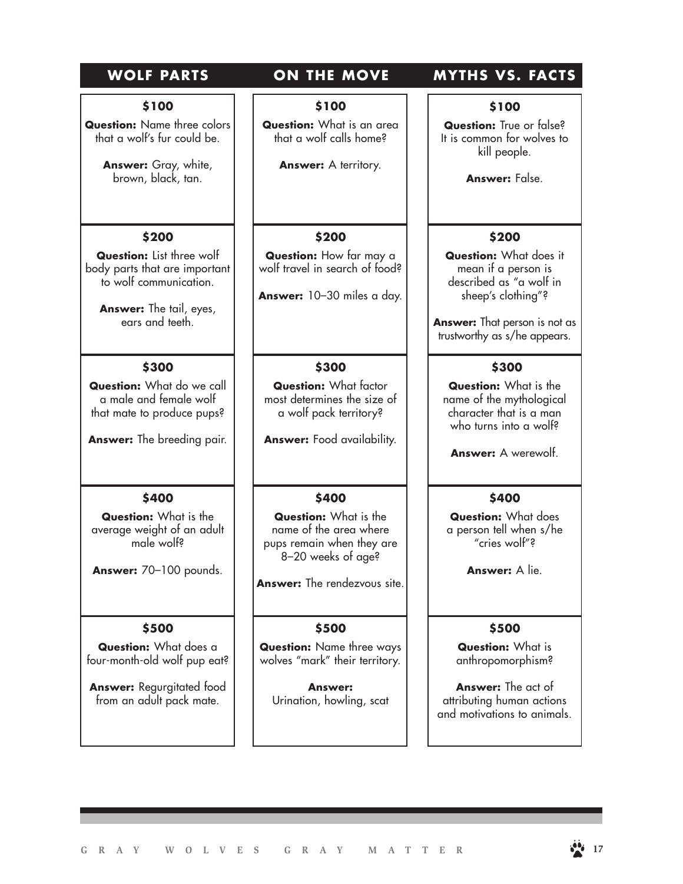## WOLF PARTS

**$100**

**Question:** Name three colors that a wolf's fur could be.

**Answer:** Gray, white, brown, black, tan.

**$200**

**Question:** List three wolf body parts that are important to wolf communication.

**Answer:** The tail, eyes, ears and teeth.

**$300**

**Question:** What do we call a male and female wolf that mate to produce pups?

**Answer:** The breeding pair.

**$400**

**Question:** What is the average weight of an adult male wolf?

**Answer:** 70–100 pounds.

**$500**

**Question:** What does a four-month-old wolf pup eat?

**Answer:** Regurgitated food from an adult pack mate.

## ON THE MOVE

**$100**

**Question:** What is an area that a wolf calls home?

**Answer:** A territory.

**$200**

**Question:** How far may a wolf travel in search of food?

**Answer:** 10–30 miles a day.

**$300**

**Question:** What factor most determines the size of a wolf pack territory?

**Answer:** Food availability.

**$400**

**Question:** What is the name of the area where pups remain when they are 8–20 weeks of age?

**Answer:** The rendezvous site.

**$500**

**Question:** Name three ways wolves "mark" their territory.

**Answer:** Urination, howling, scat

## MYTHS VS. FACTS

**$100**

**Question:** True or false? It is common for wolves to kill people.

**Answer:** False.

**$200**

**Question:** What does it mean if a person is described as "a wolf in sheep's clothing"?

**Answer:** That person is not as trustworthy as s/he appears.

**$300**

**Question:** What is the name of the mythological character that is a man who turns into a wolf?

**Answer:** A werewolf.

**$400**

**Question:** What does a person tell when s/he "cries wolf"?

**Answer:** A lie.

**$500**

**Question:** What is anthropomorphism?

**Answer:** The act of attributing human actions and motivations to animals.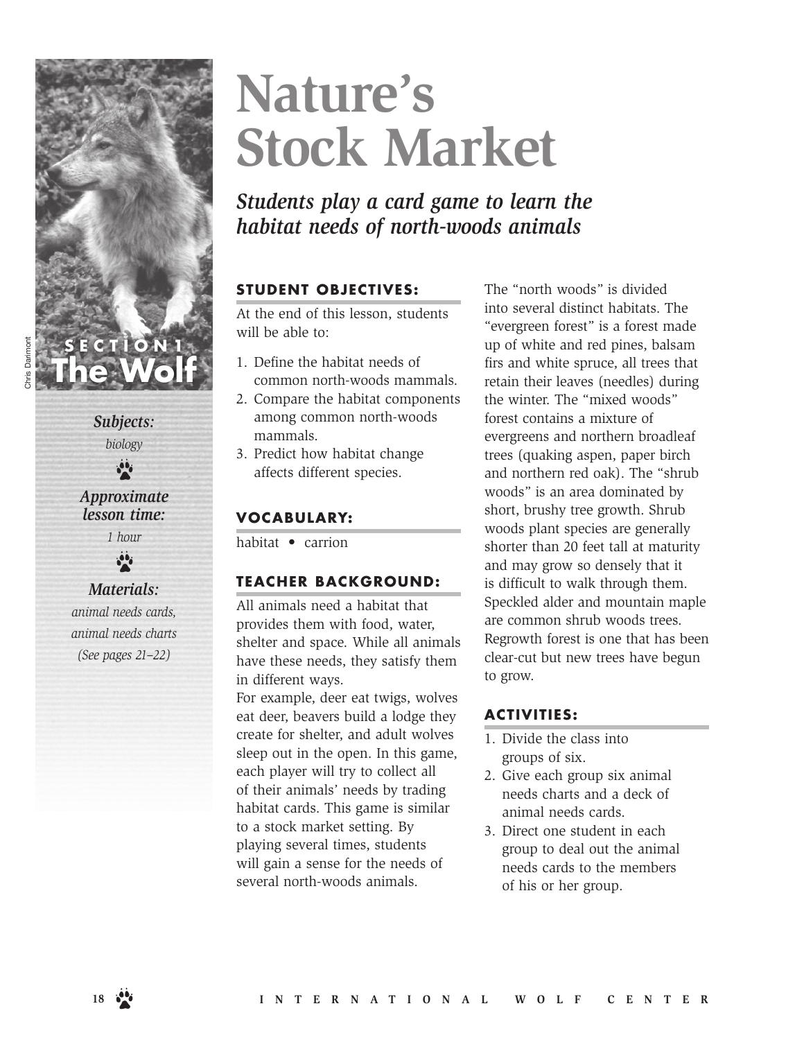# Nature's Stock Market

*Students play a card game to learn the habitat needs of north-woods animals*

**SECTION 1**
**The Wolf**

Chris Darimont

***Subjects:***
*biology*

***Approximate lesson time:***
*1 hour*

***Materials:***
*animal needs cards, animal needs charts (See pages 21–22)*

## STUDENT OBJECTIVES:

At the end of this lesson, students will be able to:

1. Define the habitat needs of common north-woods mammals.
2. Compare the habitat components among common north-woods mammals.
3. Predict how habitat change affects different species.

## VOCABULARY:

habitat • carrion

## TEACHER BACKGROUND:

All animals need a habitat that provides them with food, water, shelter and space. While all animals have these needs, they satisfy them in different ways.

For example, deer eat twigs, wolves eat deer, beavers build a lodge they create for shelter, and adult wolves sleep out in the open. In this game, each player will try to collect all of their animals' needs by trading habitat cards. This game is similar to a stock market setting. By playing several times, students will gain a sense for the needs of several north-woods animals.

The "north woods" is divided into several distinct habitats. The "evergreen forest" is a forest made up of white and red pines, balsam firs and white spruce, all trees that retain their leaves (needles) during the winter. The "mixed woods" forest contains a mixture of evergreens and northern broadleaf trees (quaking aspen, paper birch and northern red oak). The "shrub woods" is an area dominated by short, brushy tree growth. Shrub woods plant species are generally shorter than 20 feet tall at maturity and may grow so densely that it is difficult to walk through them. Speckled alder and mountain maple are common shrub woods trees. Regrowth forest is one that has been clear-cut but new trees have begun to grow.

## ACTIVITIES:

1. Divide the class into groups of six.
2. Give each group six animal needs charts and a deck of animal needs cards.
3. Direct one student in each group to deal out the animal needs cards to the members of his or her group.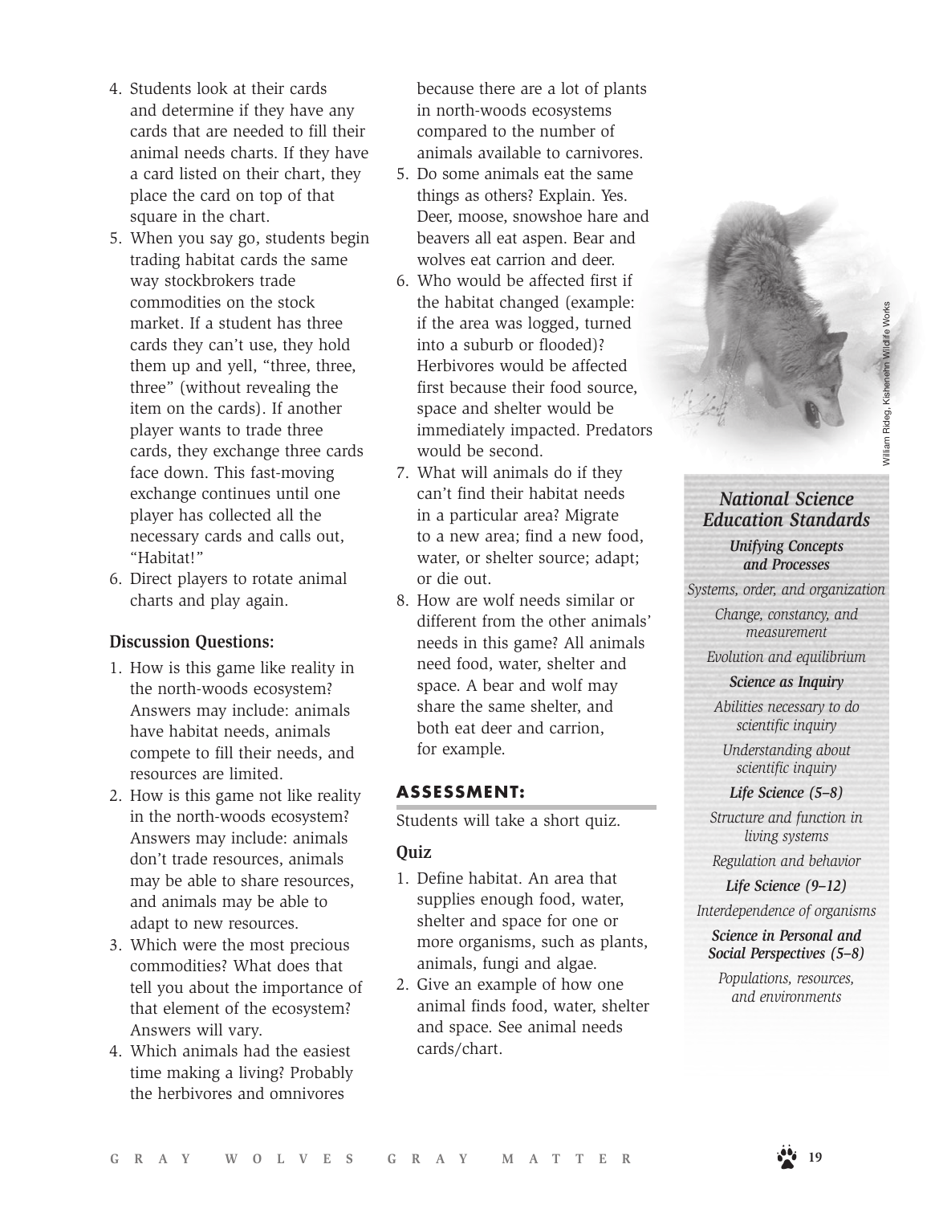4. Students look at their cards and determine if they have any cards that are needed to fill their animal needs charts. If they have a card listed on their chart, they place the card on top of that square in the chart.
5. When you say go, students begin trading habitat cards the same way stockbrokers trade commodities on the stock market. If a student has three cards they can't use, they hold them up and yell, "three, three, three" (without revealing the item on the cards). If another player wants to trade three cards, they exchange three cards face down. This fast-moving exchange continues until one player has collected all the necessary cards and calls out, "Habitat!"
6. Direct players to rotate animal charts and play again.

### Discussion Questions:

1. How is this game like reality in the north-woods ecosystem? Answers may include: animals have habitat needs, animals compete to fill their needs, and resources are limited.
2. How is this game not like reality in the north-woods ecosystem? Answers may include: animals don't trade resources, animals may be able to share resources, and animals may be able to adapt to new resources.
3. Which were the most precious commodities? What does that tell you about the importance of that element of the ecosystem? Answers will vary.
4. Which animals had the easiest time making a living? Probably the herbivores and omnivores because there are a lot of plants in north-woods ecosystems compared to the number of animals available to carnivores.
5. Do some animals eat the same things as others? Explain. Yes. Deer, moose, snowshoe hare and beavers all eat aspen. Bear and wolves eat carrion and deer.
6. Who would be affected first if the habitat changed (example: if the area was logged, turned into a suburb or flooded)? Herbivores would be affected first because their food source, space and shelter would be immediately impacted. Predators would be second.
7. What will animals do if they can't find their habitat needs in a particular area? Migrate to a new area; find a new food, water, or shelter source; adapt; or die out.
8. How are wolf needs similar or different from the other animals' needs in this game? All animals need food, water, shelter and space. A bear and wolf may share the same shelter, and both eat deer and carrion, for example.

## ASSESSMENT:

Students will take a short quiz.

### Quiz

1. Define habitat. An area that supplies enough food, water, shelter and space for one or more organisms, such as plants, animals, fungi and algae.
2. Give an example of how one animal finds food, water, shelter and space. See animal needs cards/chart.

William Rideg, Kishenehn Wildlife Works

***National Science Education Standards***

***Unifying Concepts and Processes***

*Systems, order, and organization*

*Change, constancy, and measurement*

*Evolution and equilibrium*

***Science as Inquiry***

*Abilities necessary to do scientific inquiry*

*Understanding about scientific inquiry*

***Life Science (5–8)***

*Structure and function in living systems*

*Regulation and behavior*

***Life Science (9–12)***

*Interdependence of organisms*

***Science in Personal and Social Perspectives (5–8)***

*Populations, resources, and environments*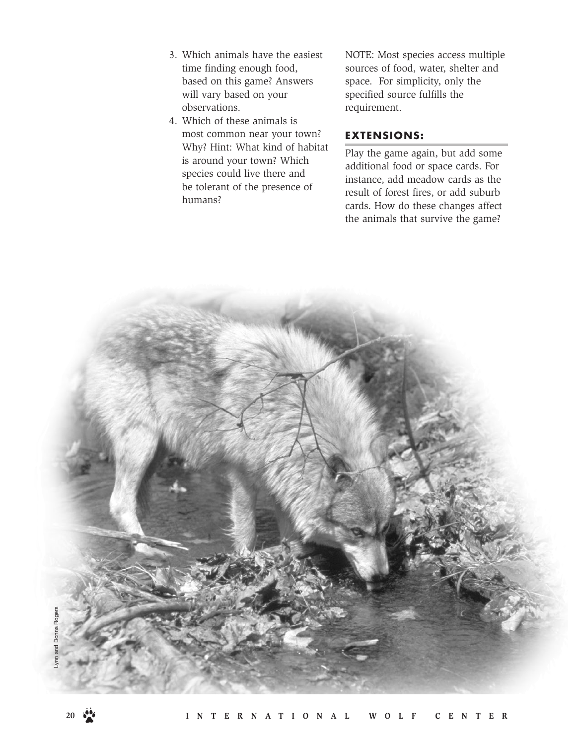3. Which animals have the easiest time finding enough food, based on this game? Answers will vary based on your observations.
4. Which of these animals is most common near your town? Why? Hint: What kind of habitat is around your town? Which species could live there and be tolerant of the presence of humans?

NOTE: Most species access multiple sources of food, water, shelter and space. For simplicity, only the specified source fulfills the requirement.

## EXTENSIONS:

Play the game again, but add some additional food or space cards. For instance, add meadow cards as the result of forest fires, or add suburb cards. How do these changes affect the animals that survive the game?

Lynn and Donna Rogers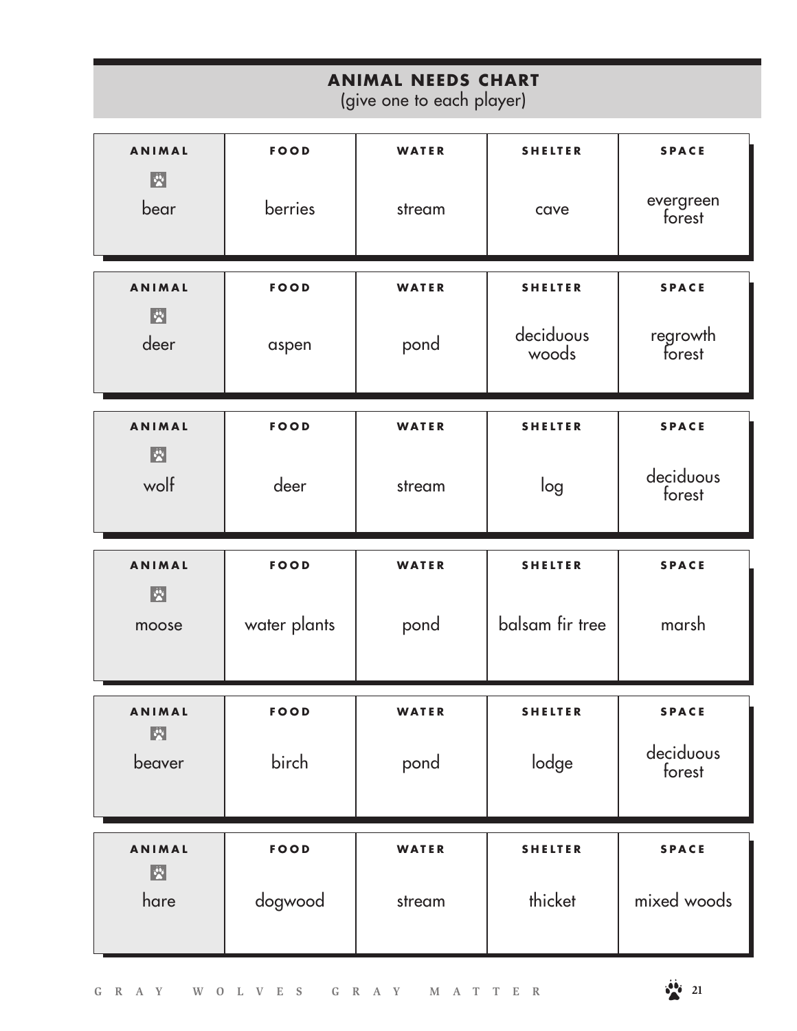## ANIMAL NEEDS CHART
(give one to each player)

| ANIMAL | FOOD | WATER | SHELTER | SPACE |
|---|---|---|---|---|
| bear | berries | stream | cave | evergreen forest |

| ANIMAL | FOOD | WATER | SHELTER | SPACE |
|---|---|---|---|---|
| deer | aspen | pond | deciduous woods | regrowth forest |

| ANIMAL | FOOD | WATER | SHELTER | SPACE |
|---|---|---|---|---|
| wolf | deer | stream | log | deciduous forest |

| ANIMAL | FOOD | WATER | SHELTER | SPACE |
|---|---|---|---|---|
| moose | water plants | pond | balsam fir tree | marsh |

| ANIMAL | FOOD | WATER | SHELTER | SPACE |
|---|---|---|---|---|
| beaver | birch | pond | lodge | deciduous forest |

| ANIMAL | FOOD | WATER | SHELTER | SPACE |
|---|---|---|---|---|
| hare | dogwood | stream | thicket | mixed woods |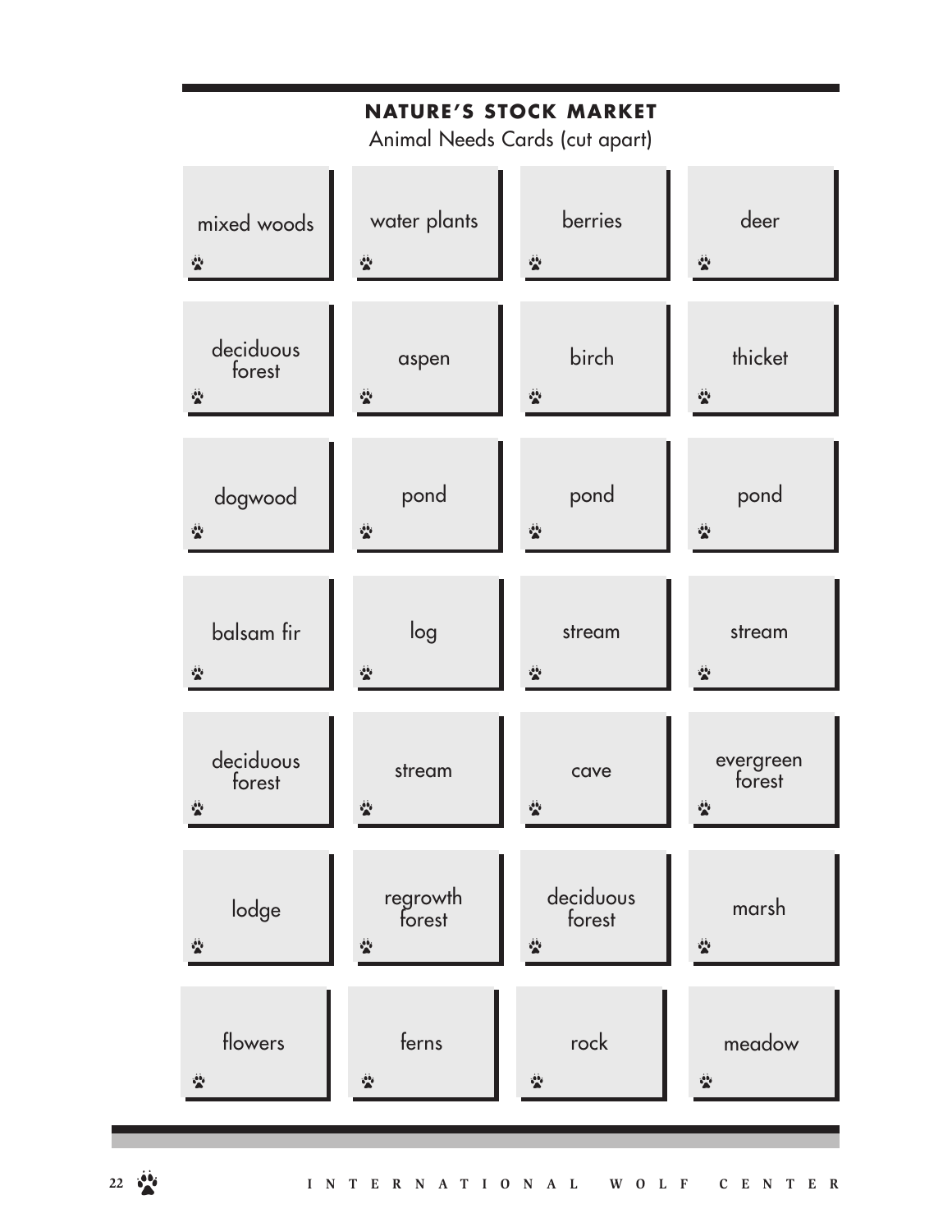## NATURE'S STOCK MARKET

Animal Needs Cards (cut apart)

| | | | |
|---|---|---|---|
| mixed woods | water plants | berries | deer |
| deciduous forest | aspen | birch | thicket |
| dogwood | pond | pond | pond |
| balsam fir | log | stream | stream |
| deciduous forest | stream | cave | evergreen forest |
| lodge | regrowth forest | deciduous forest | marsh |
| flowers | ferns | rock | meadow |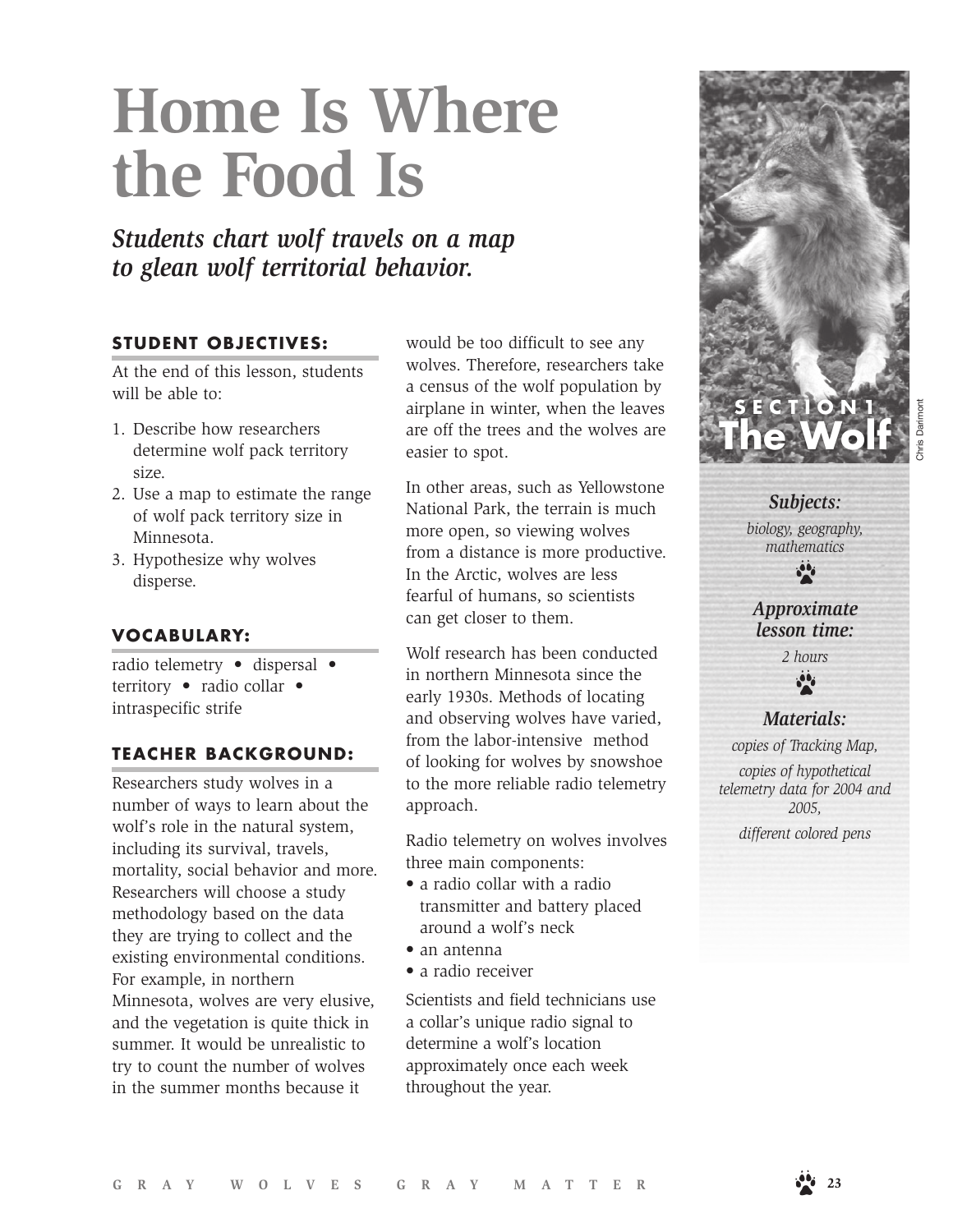# Home Is Where the Food Is

*Students chart wolf travels on a map to glean wolf territorial behavior.*

SECTION 1
**The Wolf**

Chris Darimont

***Subjects:***

*biology, geography, mathematics*

***Approximate lesson time:***

*2 hours*

***Materials:***

*copies of Tracking Map,*

*copies of hypothetical telemetry data for 2004 and 2005,*

*different colored pens*

### STUDENT OBJECTIVES:

At the end of this lesson, students will be able to:

1. Describe how researchers determine wolf pack territory size.
2. Use a map to estimate the range of wolf pack territory size in Minnesota.
3. Hypothesize why wolves disperse.

### VOCABULARY:

radio telemetry • dispersal • territory • radio collar • intraspecific strife

### TEACHER BACKGROUND:

Researchers study wolves in a number of ways to learn about the wolf's role in the natural system, including its survival, travels, mortality, social behavior and more. Researchers will choose a study methodology based on the data they are trying to collect and the existing environmental conditions. For example, in northern Minnesota, wolves are very elusive, and the vegetation is quite thick in summer. It would be unrealistic to try to count the number of wolves in the summer months because it would be too difficult to see any wolves. Therefore, researchers take a census of the wolf population by airplane in winter, when the leaves are off the trees and the wolves are easier to spot.

In other areas, such as Yellowstone National Park, the terrain is much more open, so viewing wolves from a distance is more productive. In the Arctic, wolves are less fearful of humans, so scientists can get closer to them.

Wolf research has been conducted in northern Minnesota since the early 1930s. Methods of locating and observing wolves have varied, from the labor-intensive method of looking for wolves by snowshoe to the more reliable radio telemetry approach.

Radio telemetry on wolves involves three main components:

- a radio collar with a radio transmitter and battery placed around a wolf's neck
- an antenna
- a radio receiver

Scientists and field technicians use a collar's unique radio signal to determine a wolf's location approximately once each week throughout the year.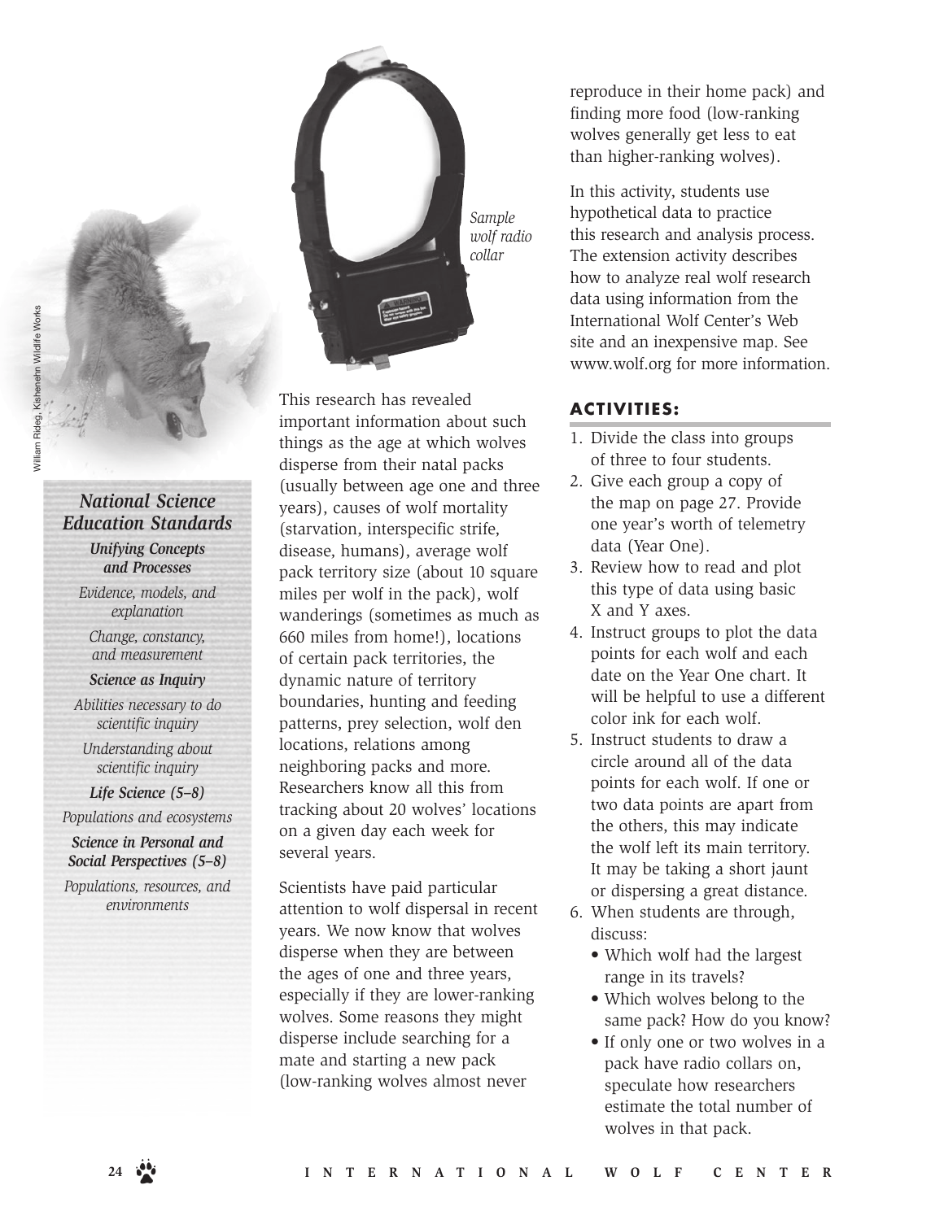William Rideg, Kishenehn Wildlife Works

*Sample wolf radio collar*

## National Science Education Standards

***Unifying Concepts and Processes***

*Evidence, models, and explanation*

*Change, constancy, and measurement*

***Science as Inquiry***

*Abilities necessary to do scientific inquiry*

*Understanding about scientific inquiry*

***Life Science (5–8)***

*Populations and ecosystems*

***Science in Personal and Social Perspectives (5–8)***

*Populations, resources, and environments*

This research has revealed important information about such things as the age at which wolves disperse from their natal packs (usually between age one and three years), causes of wolf mortality (starvation, interspecific strife, disease, humans), average wolf pack territory size (about 10 square miles per wolf in the pack), wolf wanderings (sometimes as much as 660 miles from home!), locations of certain pack territories, the dynamic nature of territory boundaries, hunting and feeding patterns, prey selection, wolf den locations, relations among neighboring packs and more. Researchers know all this from tracking about 20 wolves' locations on a given day each week for several years.

Scientists have paid particular attention to wolf dispersal in recent years. We now know that wolves disperse when they are between the ages of one and three years, especially if they are lower-ranking wolves. Some reasons they might disperse include searching for a mate and starting a new pack (low-ranking wolves almost never reproduce in their home pack) and finding more food (low-ranking wolves generally get less to eat than higher-ranking wolves).

In this activity, students use hypothetical data to practice this research and analysis process. The extension activity describes how to analyze real wolf research data using information from the International Wolf Center's Web site and an inexpensive map. See www.wolf.org for more information.

## ACTIVITIES:

1. Divide the class into groups of three to four students.
2. Give each group a copy of the map on page 27. Provide one year's worth of telemetry data (Year One).
3. Review how to read and plot this type of data using basic X and Y axes.
4. Instruct groups to plot the data points for each wolf and each date on the Year One chart. It will be helpful to use a different color ink for each wolf.
5. Instruct students to draw a circle around all of the data points for each wolf. If one or two data points are apart from the others, this may indicate the wolf left its main territory. It may be taking a short jaunt or dispersing a great distance.
6. When students are through, discuss:
   - Which wolf had the largest range in its travels?
   - Which wolves belong to the same pack? How do you know?
   - If only one or two wolves in a pack have radio collars on, speculate how researchers estimate the total number of wolves in that pack.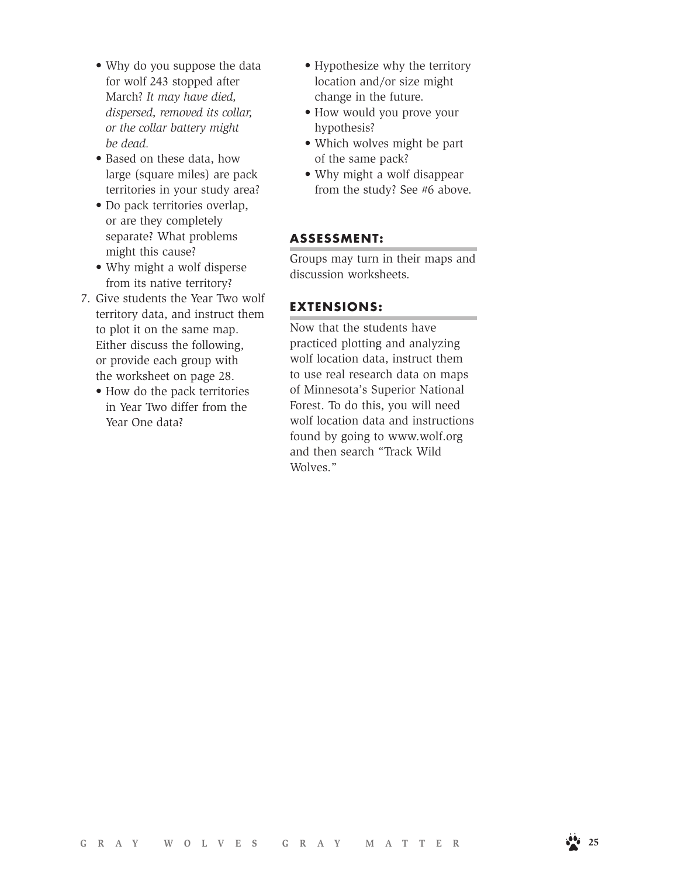- Why do you suppose the data for wolf 243 stopped after March? *It may have died, dispersed, removed its collar, or the collar battery might be dead.*
- Based on these data, how large (square miles) are pack territories in your study area?
- Do pack territories overlap, or are they completely separate? What problems might this cause?
- Why might a wolf disperse from its native territory?

7. Give students the Year Two wolf territory data, and instruct them to plot it on the same map. Either discuss the following, or provide each group with the worksheet on page 28.
   - How do the pack territories in Year Two differ from the Year One data?
   - Hypothesize why the territory location and/or size might change in the future.
   - How would you prove your hypothesis?
   - Which wolves might be part of the same pack?
   - Why might a wolf disappear from the study? See #6 above.

## ASSESSMENT:

Groups may turn in their maps and discussion worksheets.

## EXTENSIONS:

Now that the students have practiced plotting and analyzing wolf location data, instruct them to use real research data on maps of Minnesota's Superior National Forest. To do this, you will need wolf location data and instructions found by going to www.wolf.org and then search "Track Wild Wolves."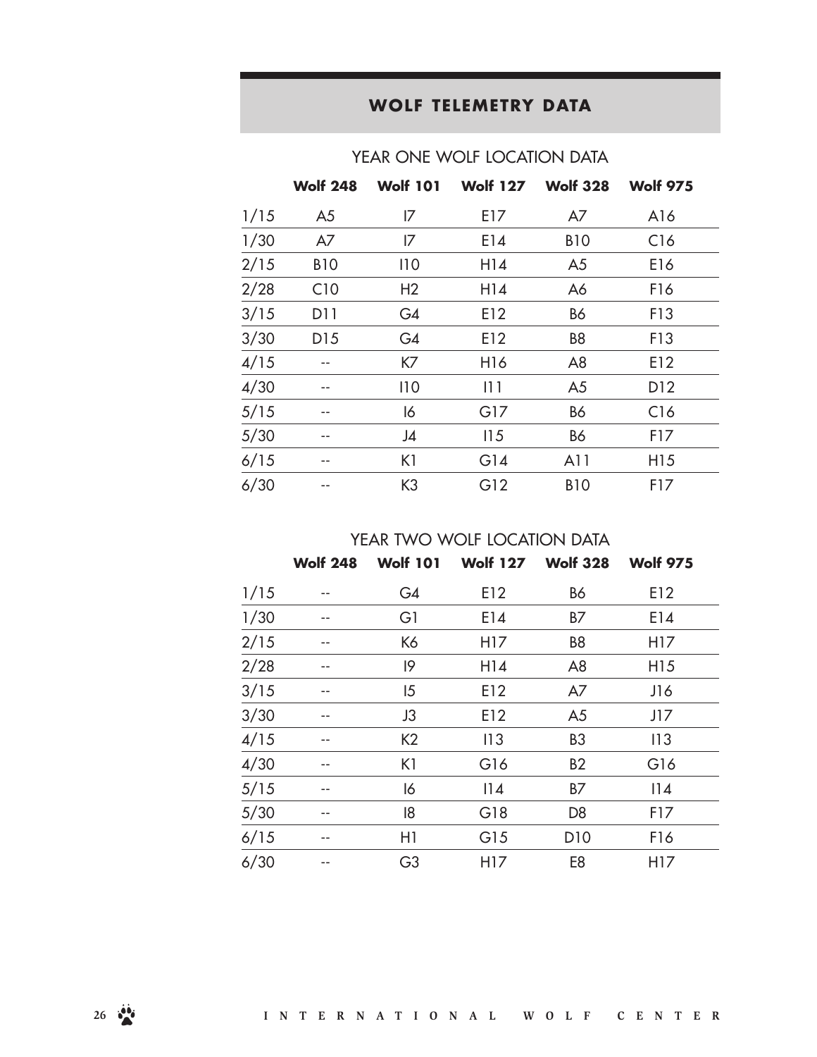## WOLF TELEMETRY DATA

### YEAR ONE WOLF LOCATION DATA

| | Wolf 248 | Wolf 101 | Wolf 127 | Wolf 328 | Wolf 975 |
|---|---|---|---|---|---|
| 1/15 | A5 | I7 | E17 | A7 | A16 |
| 1/30 | A7 | I7 | E14 | B10 | C16 |
| 2/15 | B10 | I10 | H14 | A5 | E16 |
| 2/28 | C10 | H2 | H14 | A6 | F16 |
| 3/15 | D11 | G4 | E12 | B6 | F13 |
| 3/30 | D15 | G4 | E12 | B8 | F13 |
| 4/15 | -- | K7 | H16 | A8 | E12 |
| 4/30 | -- | I10 | I11 | A5 | D12 |
| 5/15 | -- | I6 | G17 | B6 | C16 |
| 5/30 | -- | J4 | I15 | B6 | F17 |
| 6/15 | -- | K1 | G14 | A11 | H15 |
| 6/30 | -- | K3 | G12 | B10 | F17 |

### YEAR TWO WOLF LOCATION DATA

| | Wolf 248 | Wolf 101 | Wolf 127 | Wolf 328 | Wolf 975 |
|---|---|---|---|---|---|
| 1/15 | -- | G4 | E12 | B6 | E12 |
| 1/30 | -- | G1 | E14 | B7 | E14 |
| 2/15 | -- | K6 | H17 | B8 | H17 |
| 2/28 | -- | I9 | H14 | A8 | H15 |
| 3/15 | -- | I5 | E12 | A7 | J16 |
| 3/30 | -- | J3 | E12 | A5 | J17 |
| 4/15 | -- | K2 | I13 | B3 | I13 |
| 4/30 | -- | K1 | G16 | B2 | G16 |
| 5/15 | -- | I6 | I14 | B7 | I14 |
| 5/30 | -- | I8 | G18 | D8 | F17 |
| 6/15 | -- | H1 | G15 | D10 | F16 |
| 6/30 | -- | G3 | H17 | E8 | H17 |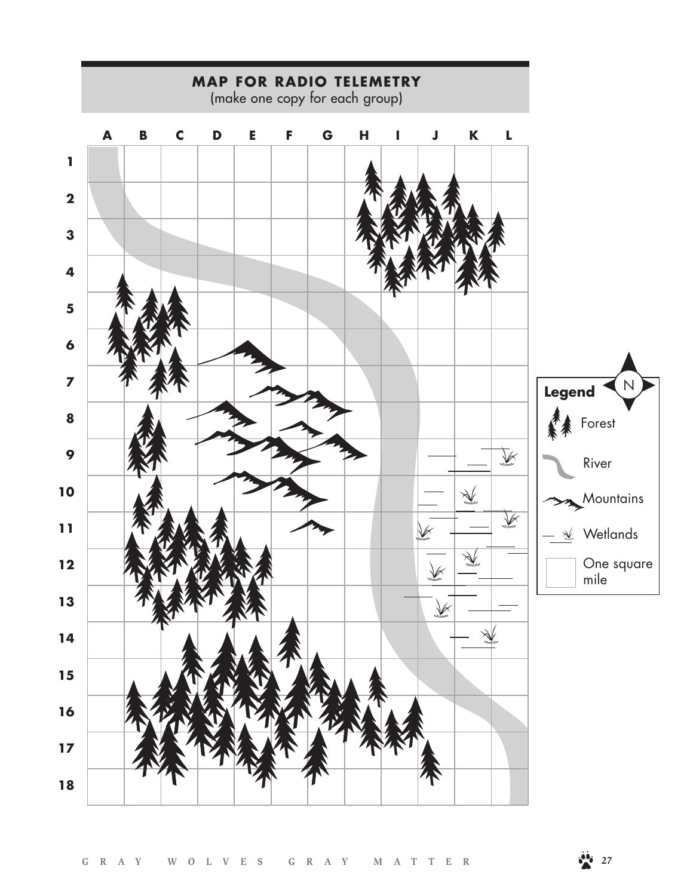## MAP FOR RADIO TELEMETRY

(make one copy for each group)

| | A | B | C | D | E | F | G | H | I | J | K | L |
|---|---|---|---|---|---|---|---|---|---|---|---|---|
| 1 | | | | | | | | | | | | |
| 2 | | | | | | | | | | | | |
| 3 | | | | | | | | | | | | |
| 4 | | | | | | | | | | | | |
| 5 | | | | | | | | | | | | |
| 6 | | | | | | | | | | | | |
| 7 | | | | | | | | | | | | |
| 8 | | | | | | | | | | | | |
| 9 | | | | | | | | | | | | |
| 10 | | | | | | | | | | | | |
| 11 | | | | | | | | | | | | |
| 12 | | | | | | | | | | | | |
| 13 | | | | | | | | | | | | |
| 14 | | | | | | | | | | | | |
| 15 | | | | | | | | | | | | |
| 16 | | | | | | | | | | | | |
| 17 | | | | | | | | | | | | |
| 18 | | | | | | | | | | | | |

**Legend**

N

- Forest
- River
- Mountains
- Wetlands
- One square mile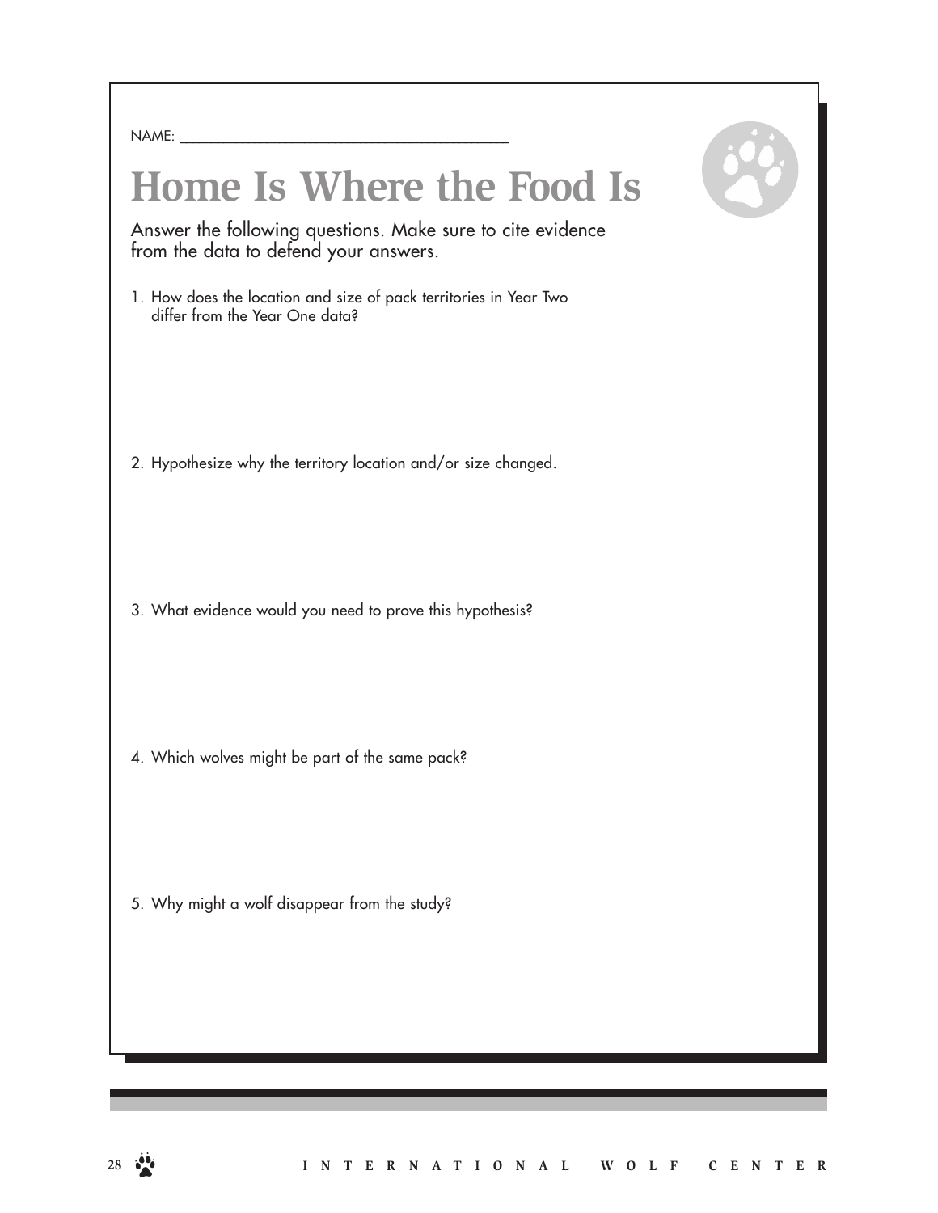NAME: ___________________________________________

# Home Is Where the Food Is

Answer the following questions. Make sure to cite evidence from the data to defend your answers.

1. How does the location and size of pack territories in Year Two differ from the Year One data?

2. Hypothesize why the territory location and/or size changed.

3. What evidence would you need to prove this hypothesis?

4. Which wolves might be part of the same pack?

5. Why might a wolf disappear from the study?